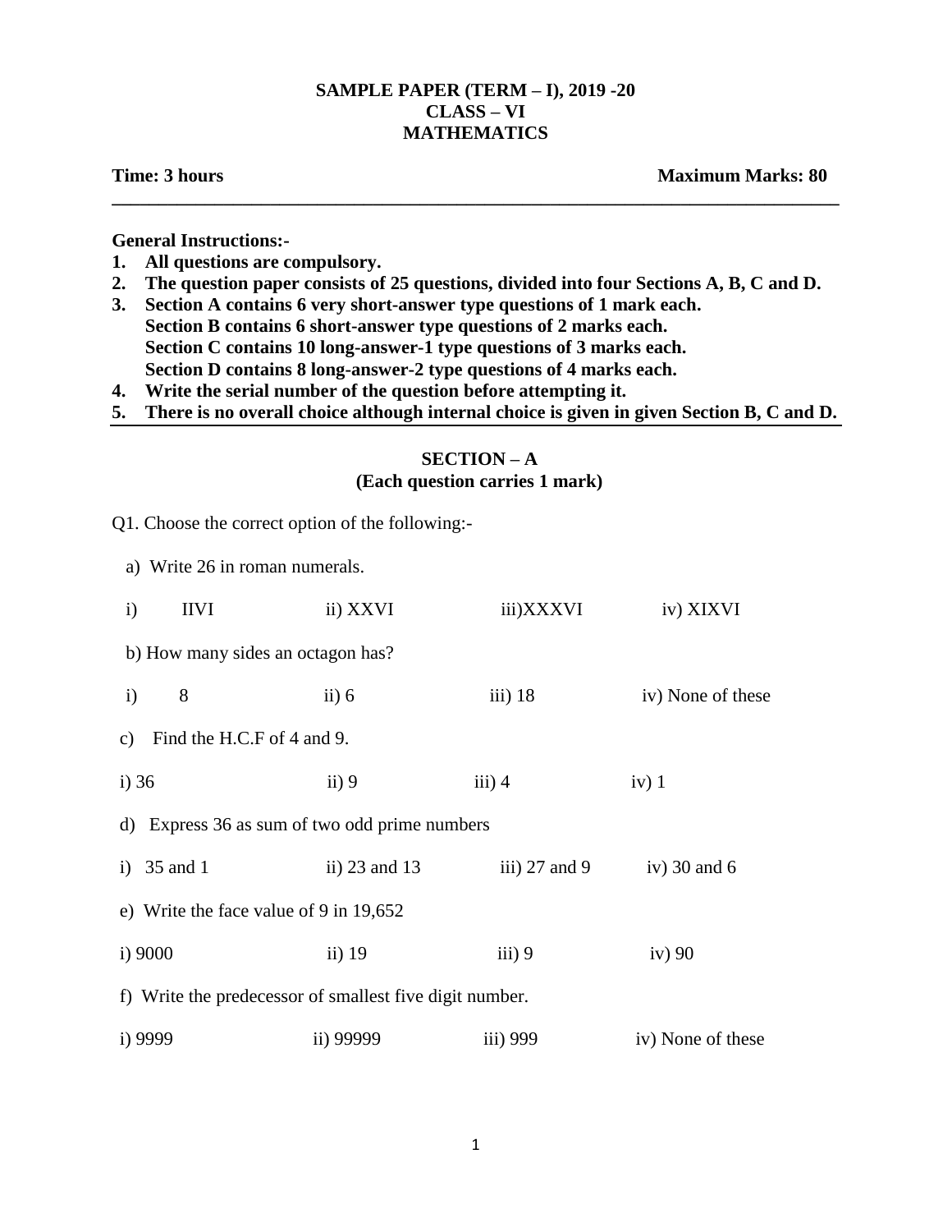**SAMPLE PAPER (TERM – I), 2019 -20**
**CLASS – VI**
**MATHEMATICS**

**Time: 3 hours** **Maximum Marks: 80**

---

**General Instructions:-**

1. **All questions are compulsory.**
2. **The question paper consists of 25 questions, divided into four Sections A, B, C and D.**
3. **Section A contains 6 very short-answer type questions of 1 mark each.**
   **Section B contains 6 short-answer type questions of 2 marks each.**
   **Section C contains 10 long-answer-1 type questions of 3 marks each.**
   **Section D contains 8 long-answer-2 type questions of 4 marks each.**
4. **Write the serial number of the question before attempting it.**
5. **There is no overall choice although internal choice is given in given Section B, C and D.**

---

## SECTION – A
**(Each question carries 1 mark)**

Q1. Choose the correct option of the following:-

a) Write 26 in roman numerals.

i) IIVI ii) XXVI iii)XXXVI iv) XIXVI

b) How many sides an octagon has?

i) 8 ii) 6 iii) 18 iv) None of these

c) Find the H.C.F of 4 and 9.

i) 36 ii) 9 iii) 4 iv) 1

d) Express 36 as sum of two odd prime numbers

i) 35 and 1 ii) 23 and 13 iii) 27 and 9 iv) 30 and 6

e) Write the face value of 9 in 19,652

i) 9000 ii) 19 iii) 9 iv) 90

f) Write the predecessor of smallest five digit number.

i) 9999 ii) 99999 iii) 999 iv) None of these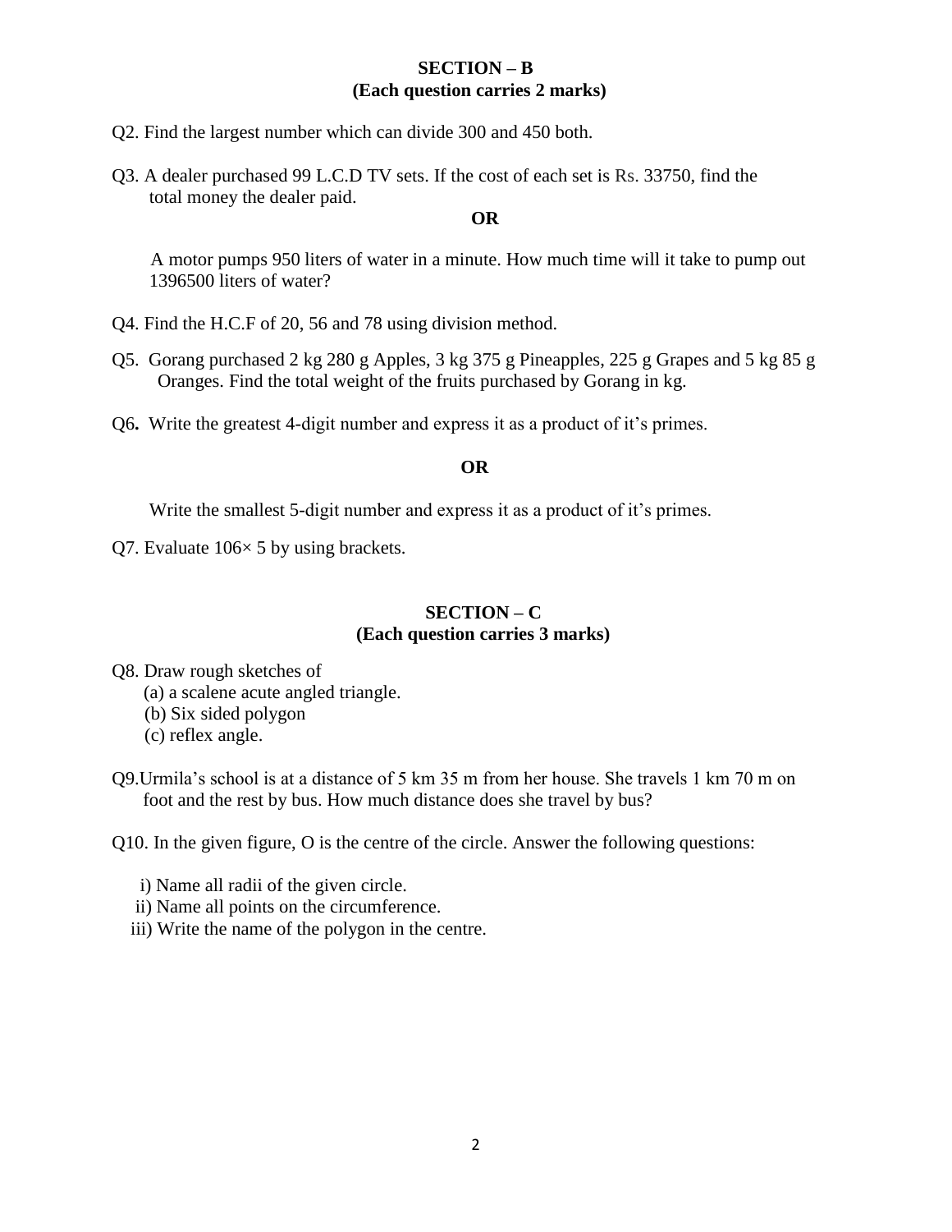## SECTION – B
### (Each question carries 2 marks)

Q2. Find the largest number which can divide 300 and 450 both.

Q3. A dealer purchased 99 L.C.D TV sets. If the cost of each set is Rs. 33750, find the total money the dealer paid.

**OR**

A motor pumps 950 liters of water in a minute. How much time will it take to pump out 1396500 liters of water?

Q4. Find the H.C.F of 20, 56 and 78 using division method.

Q5. Gorang purchased 2 kg 280 g Apples, 3 kg 375 g Pineapples, 225 g Grapes and 5 kg 85 g Oranges. Find the total weight of the fruits purchased by Gorang in kg.

Q6**.** Write the greatest 4-digit number and express it as a product of it's primes.

**OR**

Write the smallest 5-digit number and express it as a product of it's primes.

Q7. Evaluate $106 \times 5$ by using brackets.

## SECTION – C
### (Each question carries 3 marks)

Q8. Draw rough sketches of

(a) a scalene acute angled triangle.

(b) Six sided polygon

(c) reflex angle.

Q9.Urmila's school is at a distance of 5 km 35 m from her house. She travels 1 km 70 m on foot and the rest by bus. How much distance does she travel by bus?

Q10. In the given figure, O is the centre of the circle. Answer the following questions:

i) Name all radii of the given circle.

ii) Name all points on the circumference.

iii) Write the name of the polygon in the centre.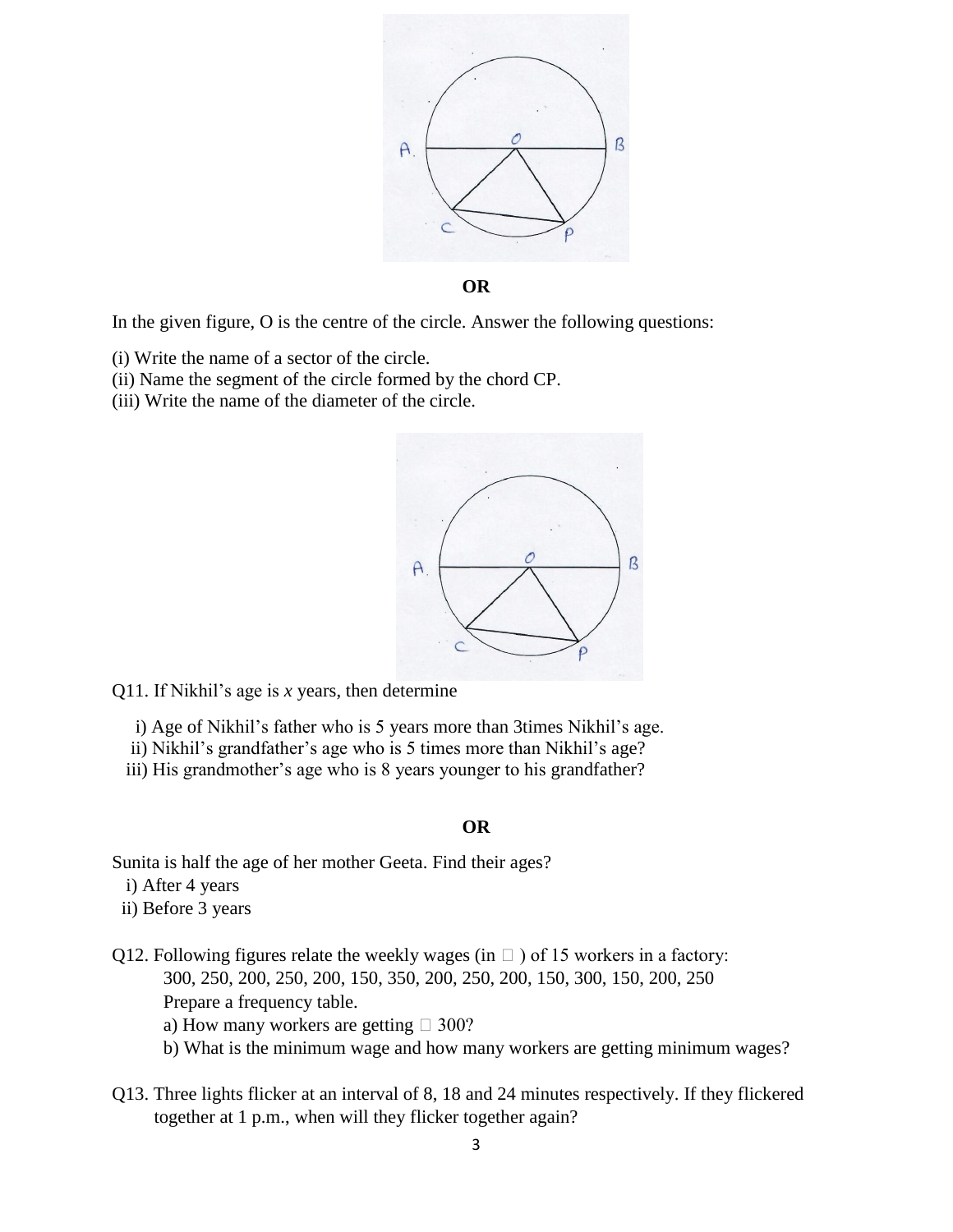**OR**

In the given figure, O is the centre of the circle. Answer the following questions:

(i) Write the name of a sector of the circle.
(ii) Name the segment of the circle formed by the chord CP.
(iii) Write the name of the diameter of the circle.

Q11. If Nikhil's age is $x$ years, then determine

i) Age of Nikhil's father who is 5 years more than 3times Nikhil's age.
ii) Nikhil's grandfather's age who is 5 times more than Nikhil's age?
iii) His grandmother's age who is 8 years younger to his grandfather?

**OR**

Sunita is half the age of her mother Geeta. Find their ages?

i) After 4 years
ii) Before 3 years

Q12. Following figures relate the weekly wages (in ₹ ) of 15 workers in a factory:

300, 250, 200, 250, 200, 150, 350, 200, 250, 200, 150, 300, 150, 200, 250

Prepare a frequency table.

a) How many workers are getting ₹ 300?
b) What is the minimum wage and how many workers are getting minimum wages?

Q13. Three lights flicker at an interval of 8, 18 and 24 minutes respectively. If they flickered together at 1 p.m., when will they flicker together again?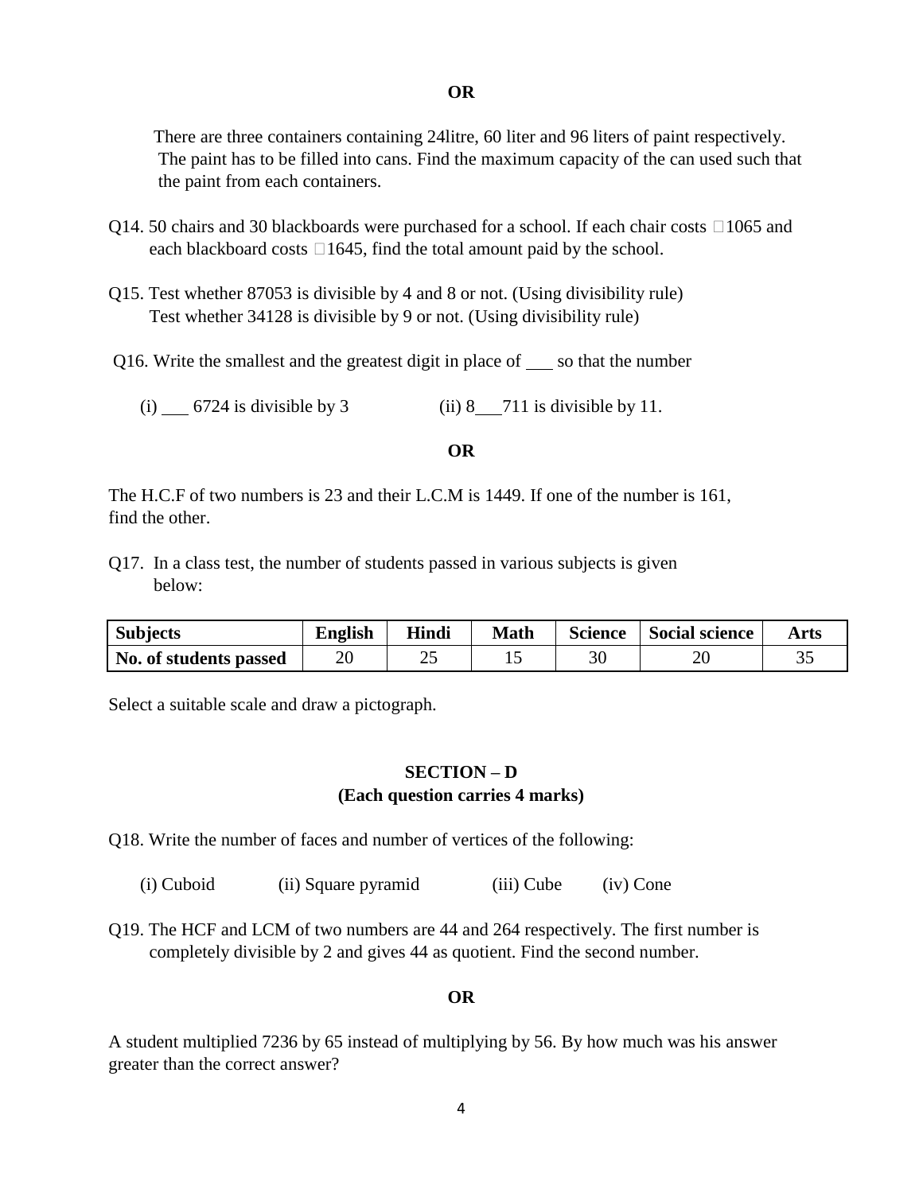**OR**

There are three containers containing 24litre, 60 liter and 96 liters of paint respectively. The paint has to be filled into cans. Find the maximum capacity of the can used such that the paint from each containers.

Q14. 50 chairs and 30 blackboards were purchased for a school. If each chair costs □1065 and each blackboard costs □1645, find the total amount paid by the school.

Q15. Test whether 87053 is divisible by 4 and 8 or not. (Using divisibility rule)
Test whether 34128 is divisible by 9 or not. (Using divisibility rule)

Q16. Write the smallest and the greatest digit in place of ___ so that the number

(i) ___ 6724 is divisible by 3 (ii) 8___711 is divisible by 11.

**OR**

The H.C.F of two numbers is 23 and their L.C.M is 1449. If one of the number is 161, find the other.

Q17. In a class test, the number of students passed in various subjects is given below:

| Subjects | English | Hindi | Math | Science | Social science | Arts |
|---|---|---|---|---|---|---|
| No. of students passed | 20 | 25 | 15 | 30 | 20 | 35 |

Select a suitable scale and draw a pictograph.

## SECTION – D
### (Each question carries 4 marks)

Q18. Write the number of faces and number of vertices of the following:

(i) Cuboid (ii) Square pyramid (iii) Cube (iv) Cone

Q19. The HCF and LCM of two numbers are 44 and 264 respectively. The first number is completely divisible by 2 and gives 44 as quotient. Find the second number.

**OR**

A student multiplied 7236 by 65 instead of multiplying by 56. By how much was his answer greater than the correct answer?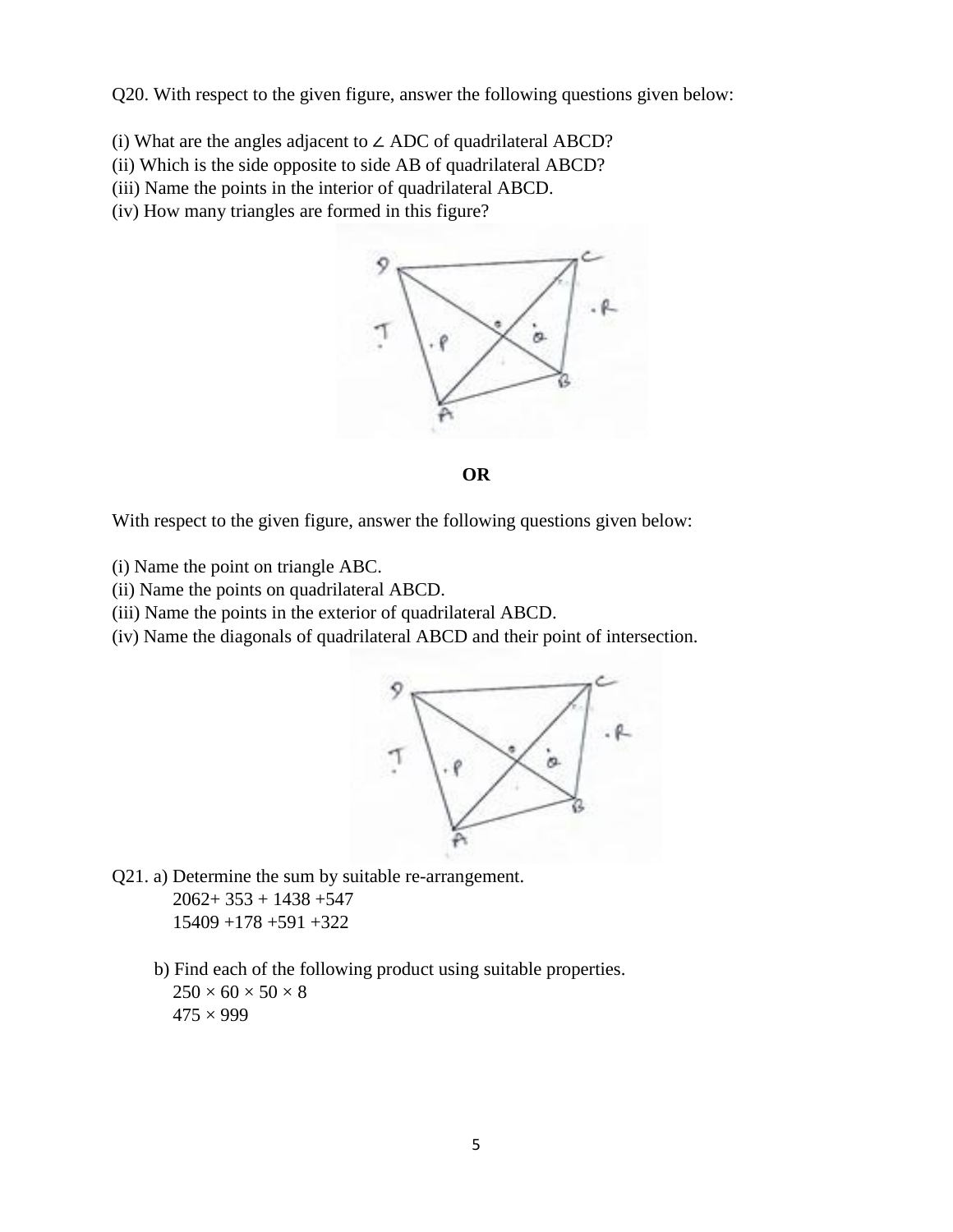Q20. With respect to the given figure, answer the following questions given below:

(i) What are the angles adjacent to ∠ ADC of quadrilateral ABCD?
(ii) Which is the side opposite to side AB of quadrilateral ABCD?
(iii) Name the points in the interior of quadrilateral ABCD.
(iv) How many triangles are formed in this figure?

**OR**

With respect to the given figure, answer the following questions given below:

(i) Name the point on triangle ABC.
(ii) Name the points on quadrilateral ABCD.
(iii) Name the points in the exterior of quadrilateral ABCD.
(iv) Name the diagonals of quadrilateral ABCD and their point of intersection.

Q21. a) Determine the sum by suitable re-arrangement.

2062+ 353 + 1438 +547

15409 +178 +591 +322

b) Find each of the following product using suitable properties.

$250 \times 60 \times 50 \times 8$

$475 \times 999$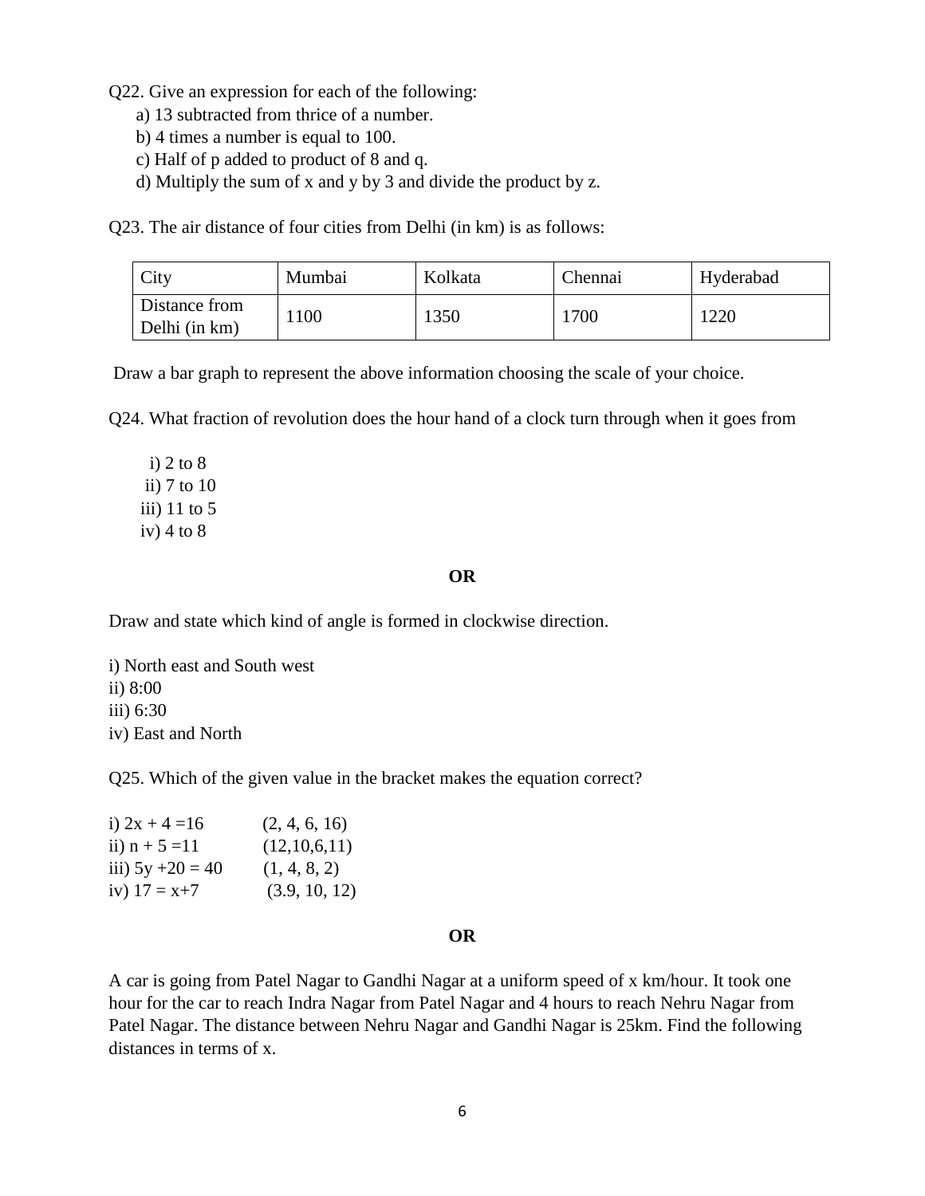Q22. Give an expression for each of the following:

a) 13 subtracted from thrice of a number.

b) 4 times a number is equal to 100.

c) Half of p added to product of 8 and q.

d) Multiply the sum of x and y by 3 and divide the product by z.

Q23. The air distance of four cities from Delhi (in km) is as follows:

| City | Mumbai | Kolkata | Chennai | Hyderabad |
|---|---|---|---|---|
| Distance from Delhi (in km) | 1100 | 1350 | 1700 | 1220 |

Draw a bar graph to represent the above information choosing the scale of your choice.

Q24. What fraction of revolution does the hour hand of a clock turn through when it goes from

i) 2 to 8

ii) 7 to 10

iii) 11 to 5

iv) 4 to 8

**OR**

Draw and state which kind of angle is formed in clockwise direction.

i) North east and South west

ii) 8:00

iii) 6:30

iv) East and North

Q25. Which of the given value in the bracket makes the equation correct?

i) $2x + 4 = 16$ (2, 4, 6, 16)

ii) $n + 5 = 11$ (12,10,6,11)

iii) $5y + 20 = 40$ (1, 4, 8, 2)

iv) $17 = x+7$ (3.9, 10, 12)

**OR**

A car is going from Patel Nagar to Gandhi Nagar at a uniform speed of x km/hour. It took one hour for the car to reach Indra Nagar from Patel Nagar and 4 hours to reach Nehru Nagar from Patel Nagar. The distance between Nehru Nagar and Gandhi Nagar is 25km. Find the following distances in terms of x.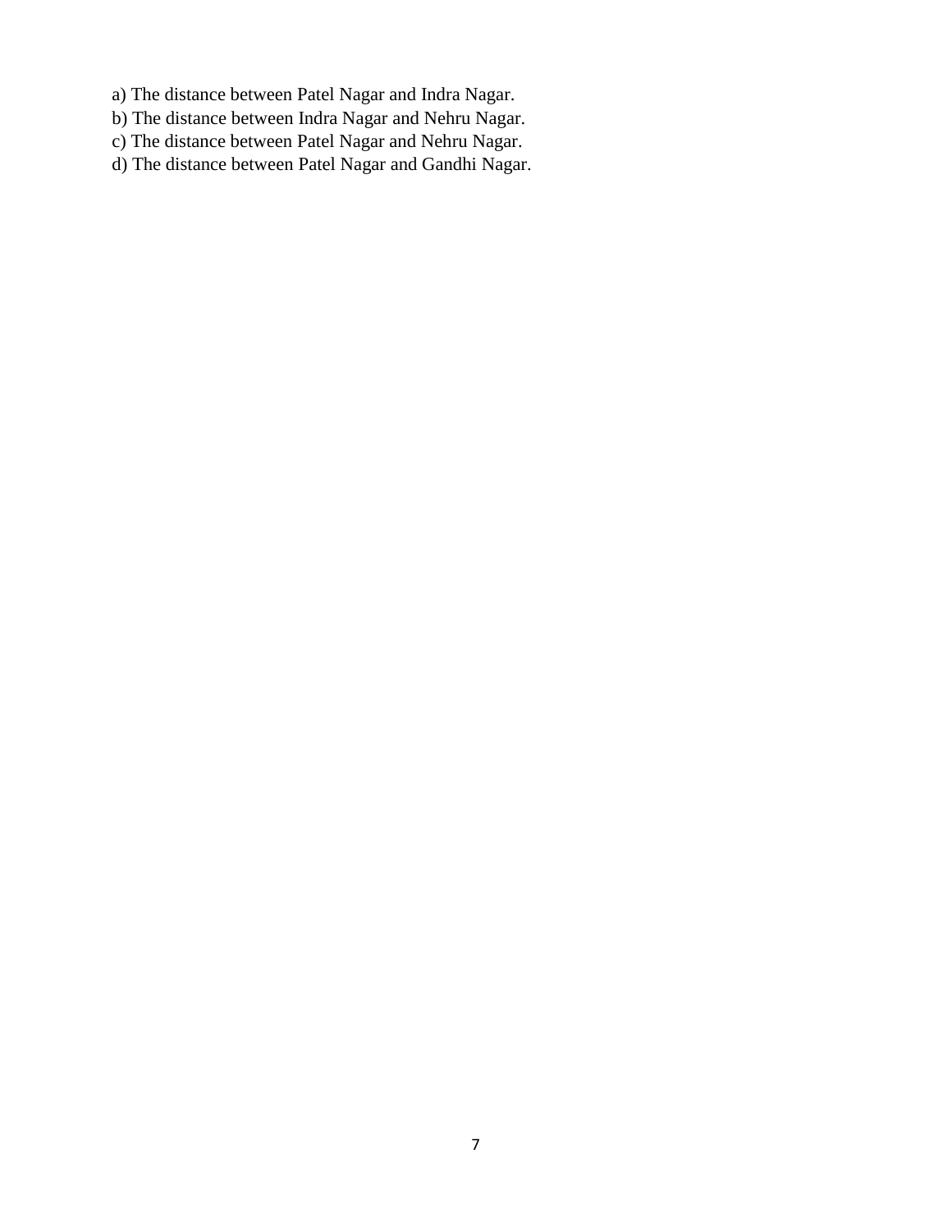a) The distance between Patel Nagar and Indra Nagar.
b) The distance between Indra Nagar and Nehru Nagar.
c) The distance between Patel Nagar and Nehru Nagar.
d) The distance between Patel Nagar and Gandhi Nagar.